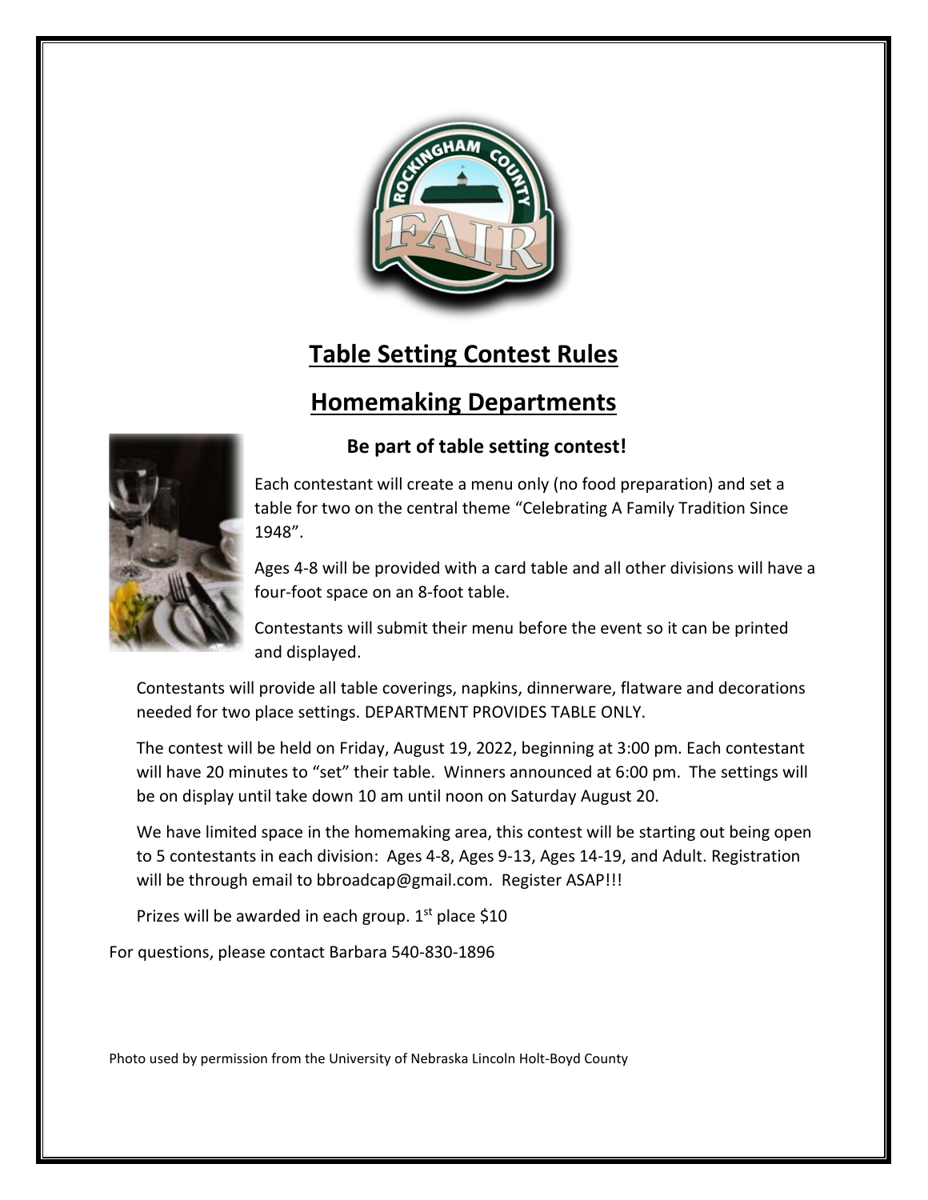# Table Setting Contest Rules

# Homemaking Departments

### Be part of table setting contest!

Each contestant will create a menu only (no food preparation) and set a table for two on the central theme "Celebrating A Family Tradition Since 1948".

Ages 4-8 will be provided with a card table and all other divisions will have a four-foot space on an 8-foot table.

Contestants will submit their menu before the event so it can be printed and displayed.

Contestants will provide all table coverings, napkins, dinnerware, flatware and decorations needed for two place settings. DEPARTMENT PROVIDES TABLE ONLY.

The contest will be held on Friday, August 19, 2022, beginning at 3:00 pm. Each contestant will have 20 minutes to "set" their table. Winners announced at 6:00 pm. The settings will be on display until take down 10 am until noon on Saturday August 20.

We have limited space in the homemaking area, this contest will be starting out being open to 5 contestants in each division: Ages 4-8, Ages 9-13, Ages 14-19, and Adult. Registration will be through email to bbroadcap@gmail.com. Register ASAP!!!

Prizes will be awarded in each group. 1st place $10

For questions, please contact Barbara 540-830-1896

Photo used by permission from the University of Nebraska Lincoln Holt-Boyd County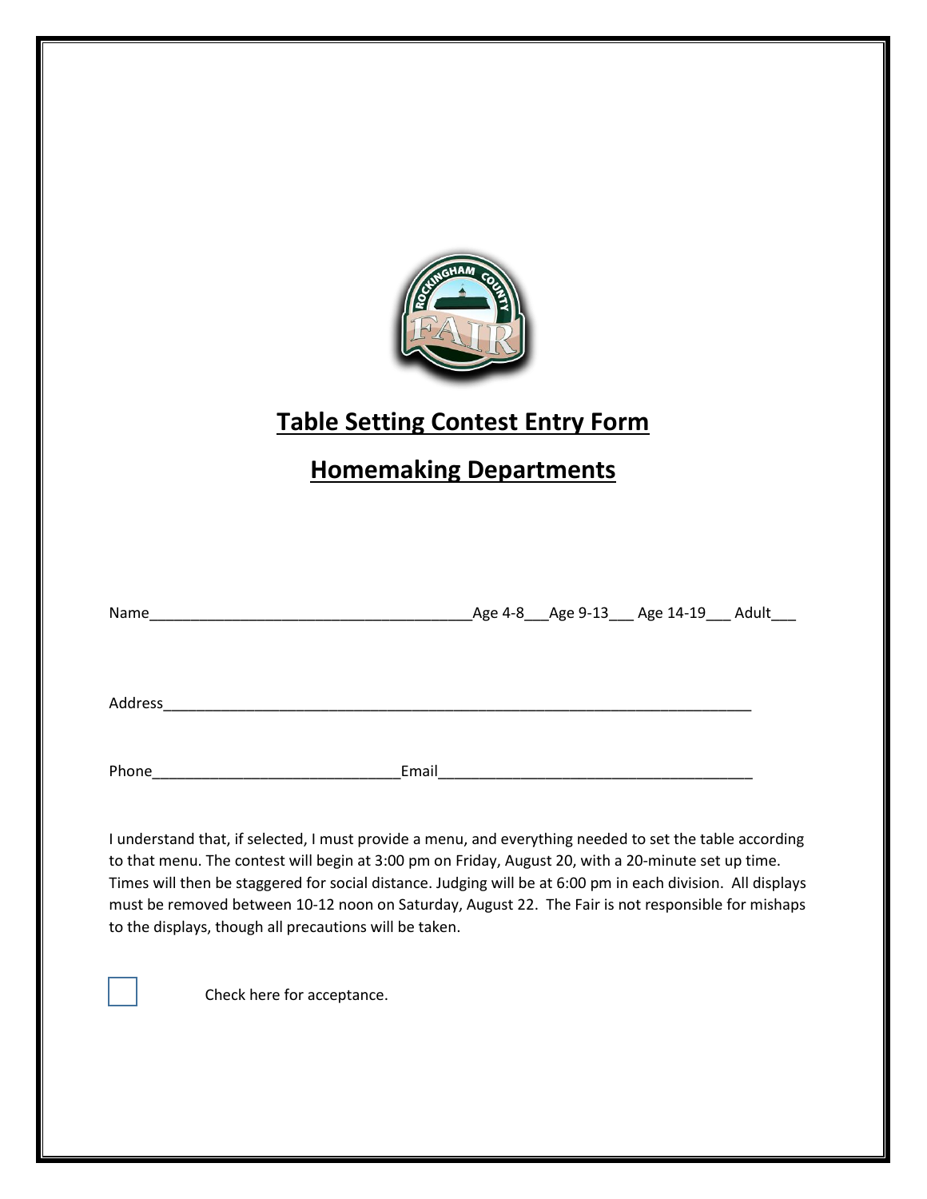# Table Setting Contest Entry Form

## Homemaking Departments

Name________________________________________Age 4-8___Age 9-13___ Age 14-19___ Adult___

Address__________________________________________________________________________

Phone______________________________Email______________________________________

I understand that, if selected, I must provide a menu, and everything needed to set the table according to that menu. The contest will begin at 3:00 pm on Friday, August 20, with a 20-minute set up time. Times will then be staggered for social distance. Judging will be at 6:00 pm in each division. All displays must be removed between 10-12 noon on Saturday, August 22. The Fair is not responsible for mishaps to the displays, though all precautions will be taken.

☐ Check here for acceptance.